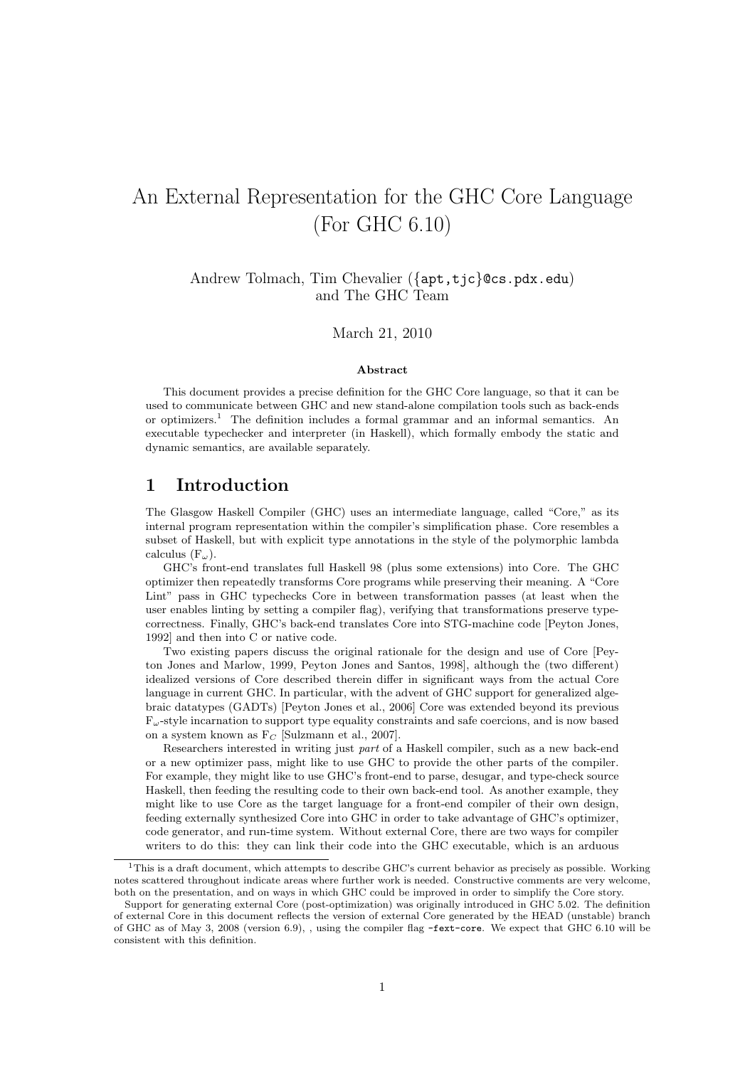# An External Representation for the GHC Core Language (For GHC 6.10)

Andrew Tolmach, Tim Chevalier ({apt,tjc}@cs.pdx.edu)
and The GHC Team

March 21, 2010

**Abstract**

This document provides a precise definition for the GHC Core language, so that it can be used to communicate between GHC and new stand-alone compilation tools such as back-ends or optimizers.[1] The definition includes a formal grammar and an informal semantics. An executable typechecker and interpreter (in Haskell), which formally embody the static and dynamic semantics, are available separately.

## 1 Introduction

The Glasgow Haskell Compiler (GHC) uses an intermediate language, called "Core," as its internal program representation within the compiler's simplification phase. Core resembles a subset of Haskell, but with explicit type annotations in the style of the polymorphic lambda calculus ($F_\omega$).

GHC's front-end translates full Haskell 98 (plus some extensions) into Core. The GHC optimizer then repeatedly transforms Core programs while preserving their meaning. A "Core Lint" pass in GHC typechecks Core in between transformation passes (at least when the user enables linting by setting a compiler flag), verifying that transformations preserve type-correctness. Finally, GHC's back-end translates Core into STG-machine code [Peyton Jones, 1992] and then into C or native code.

Two existing papers discuss the original rationale for the design and use of Core [Peyton Jones and Marlow, 1999, Peyton Jones and Santos, 1998], although the (two different) idealized versions of Core described therein differ in significant ways from the actual Core language in current GHC. In particular, with the advent of GHC support for generalized algebraic datatypes (GADTs) [Peyton Jones et al., 2006] Core was extended beyond its previous $F_\omega$-style incarnation to support type equality constraints and safe coercions, and is now based on a system known as $F_C$ [Sulzmann et al., 2007].

Researchers interested in writing just *part* of a Haskell compiler, such as a new back-end or a new optimizer pass, might like to use GHC to provide the other parts of the compiler. For example, they might like to use GHC's front-end to parse, desugar, and type-check source Haskell, then feeding the resulting code to their own back-end tool. As another example, they might like to use Core as the target language for a front-end compiler of their own design, feeding externally synthesized Core into GHC in order to take advantage of GHC's optimizer, code generator, and run-time system. Without external Core, there are two ways for compiler writers to do this: they can link their code into the GHC executable, which is an arduous

---

[1] This is a draft document, which attempts to describe GHC's current behavior as precisely as possible. Working notes scattered throughout indicate areas where further work is needed. Constructive comments are very welcome, both on the presentation, and on ways in which GHC could be improved in order to simplify the Core story.

Support for generating external Core (post-optimization) was originally introduced in GHC 5.02. The definition of external Core in this document reflects the version of external Core generated by the HEAD (unstable) branch of GHC as of May 3, 2008 (version 6.9), , using the compiler flag `-fext-core`. We expect that GHC 6.10 will be consistent with this definition.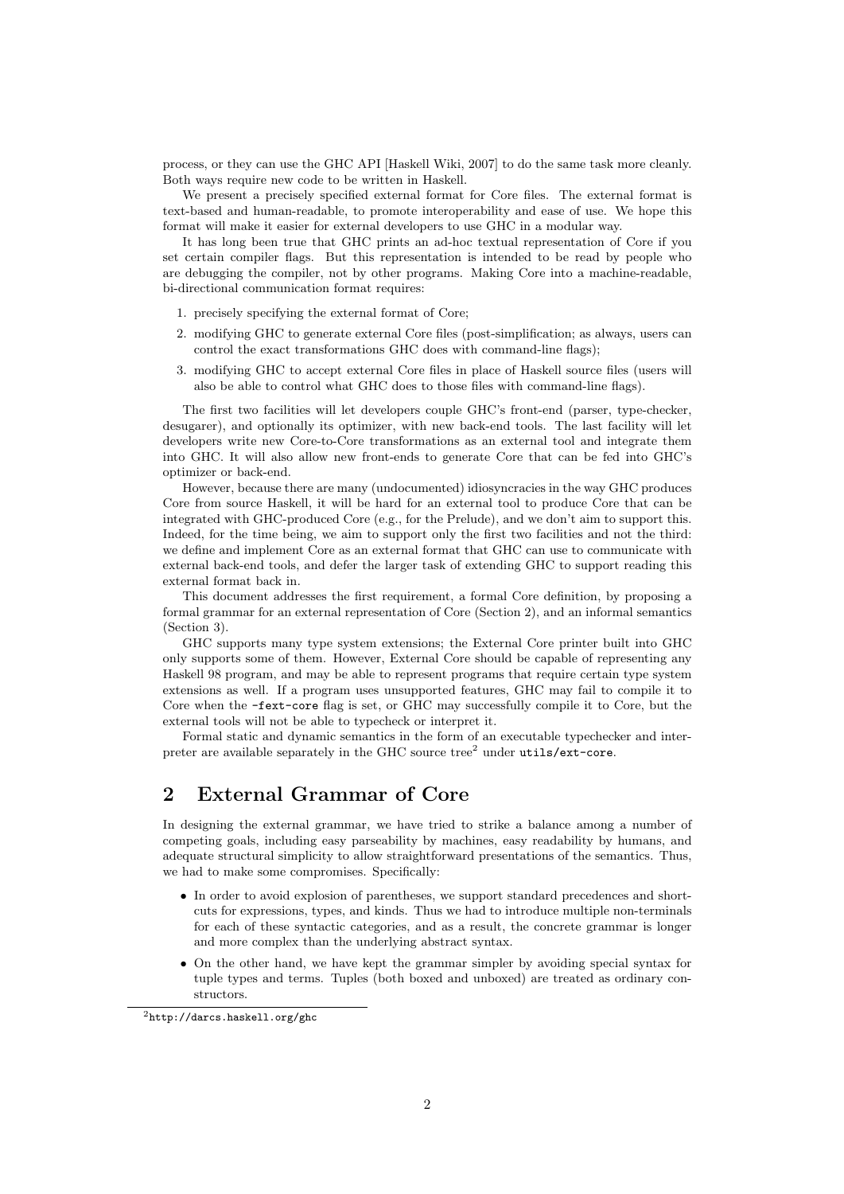process, or they can use the GHC API [Haskell Wiki, 2007] to do the same task more cleanly. Both ways require new code to be written in Haskell.

We present a precisely specified external format for Core files. The external format is text-based and human-readable, to promote interoperability and ease of use. We hope this format will make it easier for external developers to use GHC in a modular way.

It has long been true that GHC prints an ad-hoc textual representation of Core if you set certain compiler flags. But this representation is intended to be read by people who are debugging the compiler, not by other programs. Making Core into a machine-readable, bi-directional communication format requires:

1. precisely specifying the external format of Core;
2. modifying GHC to generate external Core files (post-simplification; as always, users can control the exact transformations GHC does with command-line flags);
3. modifying GHC to accept external Core files in place of Haskell source files (users will also be able to control what GHC does to those files with command-line flags).

The first two facilities will let developers couple GHC's front-end (parser, type-checker, desugarer), and optionally its optimizer, with new back-end tools. The last facility will let developers write new Core-to-Core transformations as an external tool and integrate them into GHC. It will also allow new front-ends to generate Core that can be fed into GHC's optimizer or back-end.

However, because there are many (undocumented) idiosyncracies in the way GHC produces Core from source Haskell, it will be hard for an external tool to produce Core that can be integrated with GHC-produced Core (e.g., for the Prelude), and we don't aim to support this. Indeed, for the time being, we aim to support only the first two facilities and not the third: we define and implement Core as an external format that GHC can use to communicate with external back-end tools, and defer the larger task of extending GHC to support reading this external format back in.

This document addresses the first requirement, a formal Core definition, by proposing a formal grammar for an external representation of Core (Section 2), and an informal semantics (Section 3).

GHC supports many type system extensions; the External Core printer built into GHC only supports some of them. However, External Core should be capable of representing any Haskell 98 program, and may be able to represent programs that require certain type system extensions as well. If a program uses unsupported features, GHC may fail to compile it to Core when the `-fext-core` flag is set, or GHC may successfully compile it to Core, but the external tools will not be able to typecheck or interpret it.

Formal static and dynamic semantics in the form of an executable typechecker and interpreter are available separately in the GHC source tree[2] under `utils/ext-core`.

## 2 External Grammar of Core

In designing the external grammar, we have tried to strike a balance among a number of competing goals, including easy parseability by machines, easy readability by humans, and adequate structural simplicity to allow straightforward presentations of the semantics. Thus, we had to make some compromises. Specifically:

- In order to avoid explosion of parentheses, we support standard precedences and shortcuts for expressions, types, and kinds. Thus we had to introduce multiple non-terminals for each of these syntactic categories, and as a result, the concrete grammar is longer and more complex than the underlying abstract syntax.
- On the other hand, we have kept the grammar simpler by avoiding special syntax for tuple types and terms. Tuples (both boxed and unboxed) are treated as ordinary constructors.

[2] http://darcs.haskell.org/ghc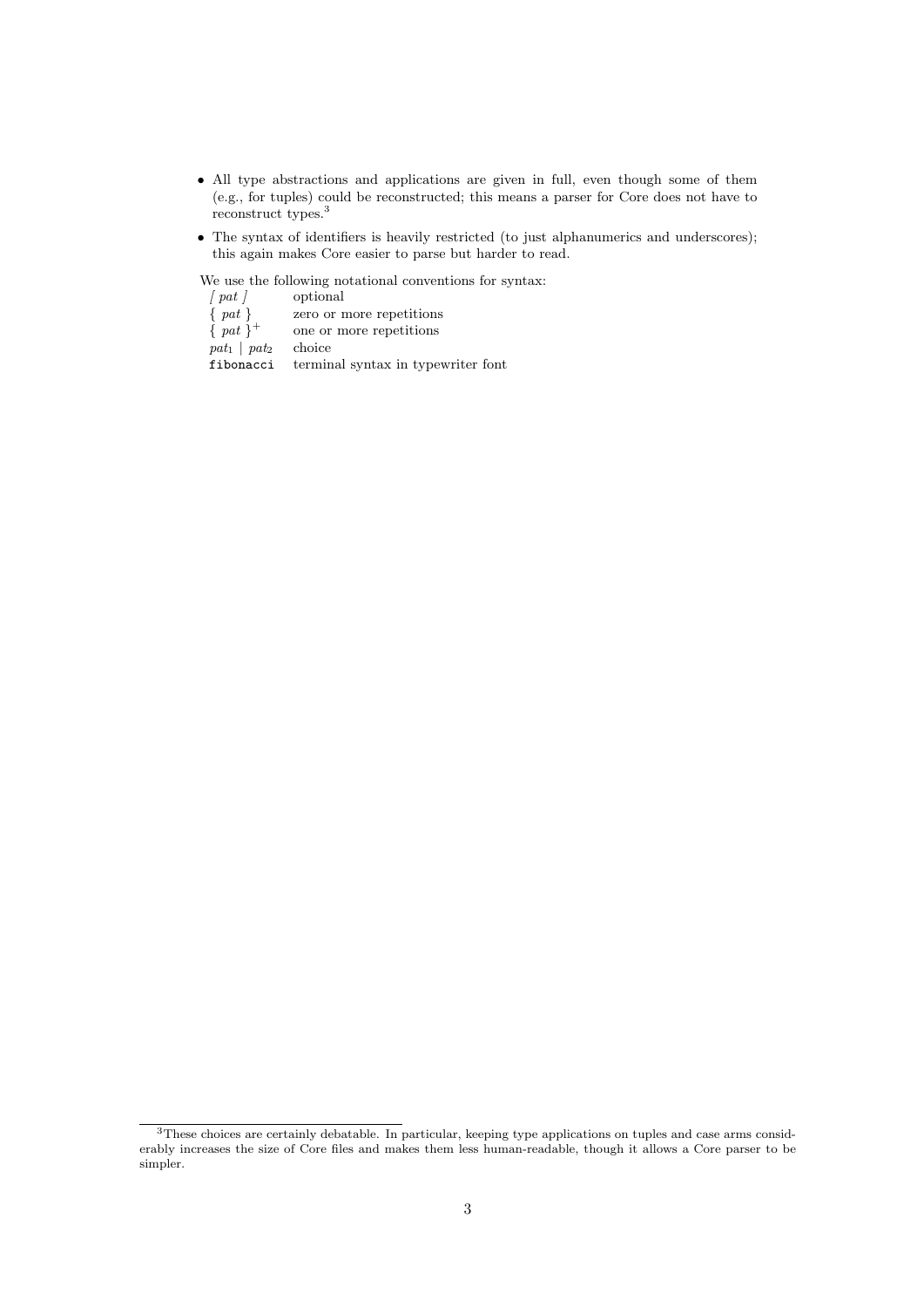- All type abstractions and applications are given in full, even though some of them (e.g., for tuples) could be reconstructed; this means a parser for Core does not have to reconstruct types.[3]
- The syntax of identifiers is heavily restricted (to just alphanumerics and underscores); this again makes Core easier to parse but harder to read.

We use the following notational conventions for syntax:

| | |
|---|---|
| [ *pat* ] | optional |
| { *pat* } | zero or more repetitions |
| { *pat* }$^+$ | one or more repetitions |
| $pat_1$ \| $pat_2$ | choice |
| `fibonacci` | terminal syntax in typewriter font |

[3] These choices are certainly debatable. In particular, keeping type applications on tuples and case arms considerably increases the size of Core files and makes them less human-readable, though it allows a Core parser to be simpler.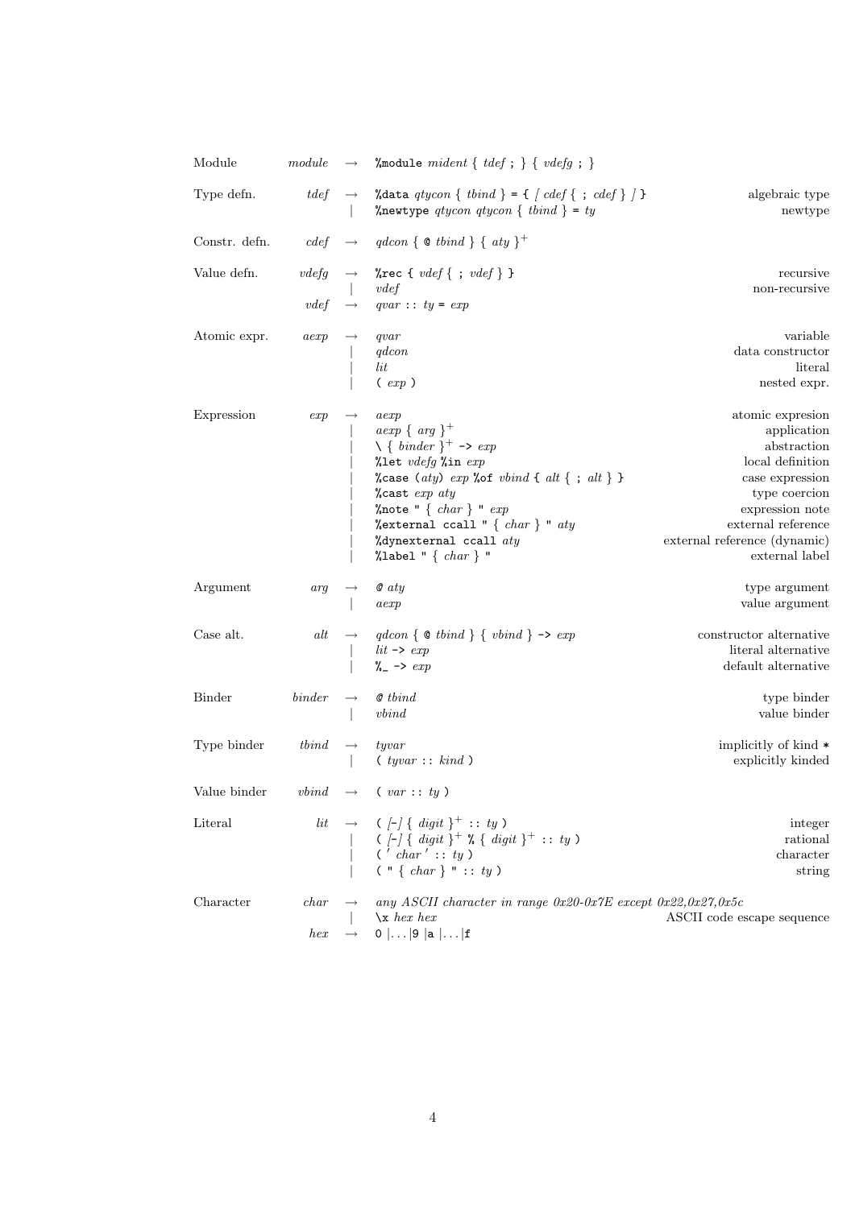| | | | | |
|---|---|---|---|---|
| Module | *module* | → | `%module` *mident* { *tdef* `;` } { *vdefg* `;` } | |
| Type defn. | *tdef* | → | `%data` *qtycon* { *tbind* } `=` `{` [ *cdef* { `;` *cdef* } ] `}` | algebraic type |
| | | \| | `%newtype` *qtycon* *qtycon* { *tbind* } `=` *ty* | newtype |
| Constr. defn. | *cdef* | → | *qdcon* { `@` *tbind* } { *aty* }$^+$ | |
| Value defn. | *vdefg* | → | `%rec` `{` *vdef* { `;` *vdef* } `}` | recursive |
| | | \| | *vdef* | non-recursive |
| | *vdef* | → | *qvar* `::` *ty* `=` *exp* | |
| Atomic expr. | *aexp* | → | *qvar* | variable |
| | | \| | *qdcon* | data constructor |
| | | \| | *lit* | literal |
| | | \| | `(` *exp* `)` | nested expr. |
| Expression | *exp* | → | *aexp* | atomic expresion |
| | | \| | *aexp* { *arg* }$^+$ | application |
| | | \| | `\` { *binder* }$^+$ `->` *exp* | abstraction |
| | | \| | `%let` *vdefg* `%in` *exp* | local definition |
| | | \| | `%case` (*aty*) *exp* `%of` *vbind* `{` *alt* { `;` *alt* } `}` | case expression |
| | | \| | `%cast` *exp* *aty* | type coercion |
| | | \| | `%note` `"` { *char* } `"` *exp* | expression note |
| | | \| | `%external ccall` `"` { *char* } `"` *aty* | external reference |
| | | \| | `%dynexternal ccall` *aty* | external reference (dynamic) |
| | | \| | `%label` `"` { *char* } `"` | external label |
| Argument | *arg* | → | `@` *aty* | type argument |
| | | \| | *aexp* | value argument |
| Case alt. | *alt* | → | *qdcon* { `@` *tbind* } { *vbind* } `->` *exp* | constructor alternative |
| | | \| | *lit* `->` *exp* | literal alternative |
| | | \| | `%_` `->` *exp* | default alternative |
| Binder | *binder* | → | `@` *tbind* | type binder |
| | | \| | *vbind* | value binder |
| Type binder | *tbind* | → | *tyvar* | implicitly of kind `*` |
| | | \| | `(` *tyvar* `::` *kind* `)` | explicitly kinded |
| Value binder | *vbind* | → | `(` *var* `::` *ty* `)` | |
| Literal | *lit* | → | `(` [-] { *digit* }$^+$ `::` *ty* `)` | integer |
| | | \| | `(` [-] { *digit* }$^+$ `%` { *digit* }$^+$ `::` *ty* `)` | rational |
| | | \| | `(` `'` *char* `'` `::` *ty* `)` | character |
| | | \| | `(` `"` { *char* } `"` `::` *ty* `)` | string |
| Character | *char* | → | *any ASCII character in range 0x20-0x7E except 0x22,0x27,0x5c* | |
| | | \| | `\x` *hex hex* | ASCII code escape sequence |
| | *hex* | → | `0` \|...\| `9` \| `a` \|...\| `f` | |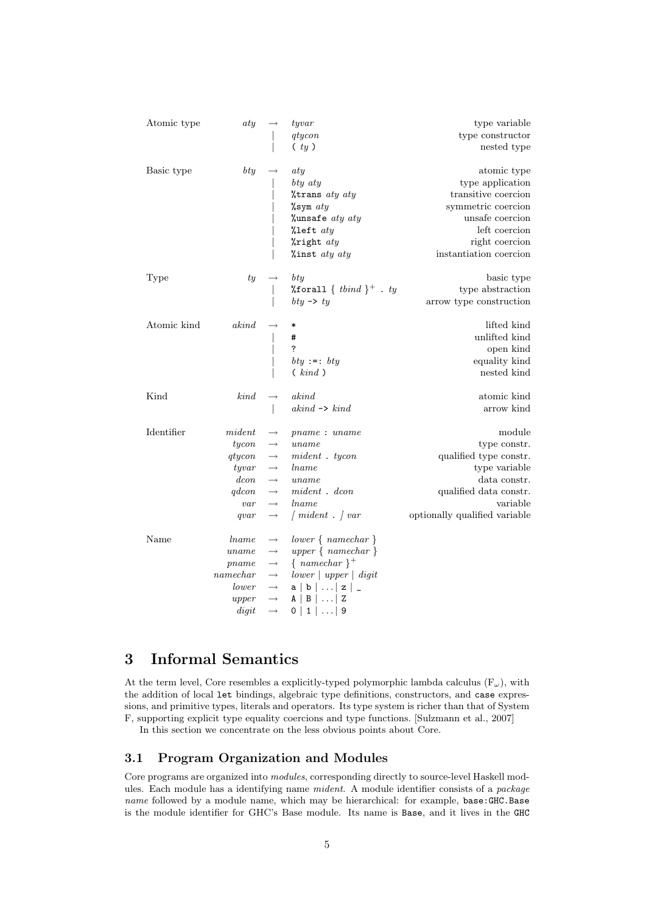| | | | | |
|---|---|---|---|---|
| Atomic type | *aty* | → | *tyvar* | type variable |
| | | \| | *qtycon* | type constructor |
| | | \| | `(` *ty* `)` | nested type |
| Basic type | *bty* | → | *aty* | atomic type |
| | | \| | *bty aty* | type application |
| | | \| | `%trans` *aty aty* | transitive coercion |
| | | \| | `%sym` *aty* | symmetric coercion |
| | | \| | `%unsafe` *aty aty* | unsafe coercion |
| | | \| | `%left` *aty* | left coercion |
| | | \| | `%right` *aty* | right coercion |
| | | \| | `%inst` *aty aty* | instantiation coercion |
| Type | *ty* | → | *bty* | basic type |
| | | \| | `%forall` { *tbind* }$^+$ `.` *ty* | type abstraction |
| | | \| | *bty* `->` *ty* | arrow type construction |
| Atomic kind | *akind* | → | `*` | lifted kind |
| | | \| | `#` | unlifted kind |
| | | \| | `?` | open kind |
| | | \| | *bty* `:=:` *bty* | equality kind |
| | | \| | `(` *kind* `)` | nested kind |
| Kind | *kind* | → | *akind* | atomic kind |
| | | \| | *akind* `->` *kind* | arrow kind |
| Identifier | *mident* | → | *pname* `:` *uname* | module |
| | *tycon* | → | *uname* | type constr. |
| | *qtycon* | → | *mident* `.` *tycon* | qualified type constr. |
| | *tyvar* | → | *lname* | type variable |
| | *dcon* | → | *uname* | data constr. |
| | *qdcon* | → | *mident* `.` *dcon* | qualified data constr. |
| | *var* | → | *lname* | variable |
| | *qvar* | → | [ *mident* `.` ] *var* | optionally qualified variable |
| Name | *lname* | → | *lower* { *namechar* } | |
| | *uname* | → | *upper* { *namechar* } | |
| | *pname* | → | { *namechar* }$^+$ | |
| | *namechar* | → | *lower* \| *upper* \| *digit* | |
| | *lower* | → | `a` \| `b` \| ... \| `z` \| `_` | |
| | *upper* | → | `A` \| `B` \| ... \| `Z` | |
| | *digit* | → | `0` \| `1` \| ... \| `9` | |

# 3 Informal Semantics

At the term level, Core resembles a explicitly-typed polymorphic lambda calculus ($F_\omega$), with the addition of local `let` bindings, algebraic type definitions, constructors, and `case` expressions, and primitive types, literals and operators. Its type system is richer than that of System F, supporting explicit type equality coercions and type functions. [Sulzmann et al., 2007]

In this section we concentrate on the less obvious points about Core.

## 3.1 Program Organization and Modules

Core programs are organized into *modules*, corresponding directly to source-level Haskell modules. Each module has a identifying name *mident*. A module identifier consists of a *package name* followed by a module name, which may be hierarchical: for example, `base:GHC.Base` is the module identifier for GHC's Base module. Its name is `Base`, and it lives in the `GHC`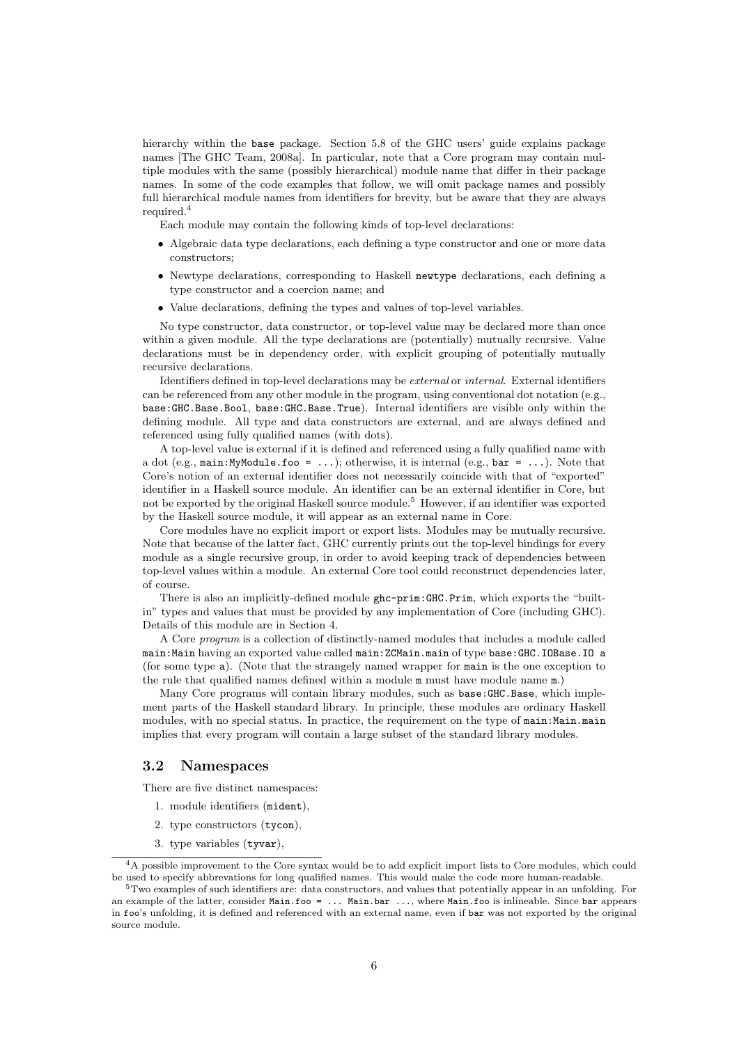hierarchy within the `base` package. Section 5.8 of the GHC users' guide explains package names [The GHC Team, 2008a]. In particular, note that a Core program may contain multiple modules with the same (possibly hierarchical) module name that differ in their package names. In some of the code examples that follow, we will omit package names and possibly full hierarchical module names from identifiers for brevity, but be aware that they are always required.[4]

Each module may contain the following kinds of top-level declarations:

- Algebraic data type declarations, each defining a type constructor and one or more data constructors;
- Newtype declarations, corresponding to Haskell `newtype` declarations, each defining a type constructor and a coercion name; and
- Value declarations, defining the types and values of top-level variables.

No type constructor, data constructor, or top-level value may be declared more than once within a given module. All the type declarations are (potentially) mutually recursive. Value declarations must be in dependency order, with explicit grouping of potentially mutually recursive declarations.

Identifiers defined in top-level declarations may be *external* or *internal*. External identifiers can be referenced from any other module in the program, using conventional dot notation (e.g., `base:GHC.Base.Bool`, `base:GHC.Base.True`). Internal identifiers are visible only within the defining module. All type and data constructors are external, and are always defined and referenced using fully qualified names (with dots).

A top-level value is external if it is defined and referenced using a fully qualified name with a dot (e.g., `main:MyModule.foo = ...`); otherwise, it is internal (e.g., `bar = ...`). Note that Core's notion of an external identifier does not necessarily coincide with that of "exported" identifier in a Haskell source module. An identifier can be an external identifier in Core, but not be exported by the original Haskell source module.[5] However, if an identifier was exported by the Haskell source module, it will appear as an external name in Core.

Core modules have no explicit import or export lists. Modules may be mutually recursive. Note that because of the latter fact, GHC currently prints out the top-level bindings for every module as a single recursive group, in order to avoid keeping track of dependencies between top-level values within a module. An external Core tool could reconstruct dependencies later, of course.

There is also an implicitly-defined module `ghc-prim:GHC.Prim`, which exports the "built-in" types and values that must be provided by any implementation of Core (including GHC). Details of this module are in Section 4.

A Core *program* is a collection of distinctly-named modules that includes a module called `main:Main` having an exported value called `main:ZCMain.main` of type `base:GHC.IOBase.IO a` (for some type `a`). (Note that the strangely named wrapper for `main` is the one exception to the rule that qualified names defined within a module `m` must have module name `m`.)

Many Core programs will contain library modules, such as `base:GHC.Base`, which implement parts of the Haskell standard library. In principle, these modules are ordinary Haskell modules, with no special status. In practice, the requirement on the type of `main:Main.main` implies that every program will contain a large subset of the standard library modules.

### 3.2 Namespaces

There are five distinct namespaces:

1. module identifiers (`mident`),
2. type constructors (`tycon`),
3. type variables (`tyvar`),

---

[4] A possible improvement to the Core syntax would be to add explicit import lists to Core modules, which could be used to specify abbrevations for long qualified names. This would make the code more human-readable.

[5] Two examples of such identifiers are: data constructors, and values that potentially appear in an unfolding. For an example of the latter, consider `Main.foo = ... Main.bar ...`, where `Main.foo` is inlineable. Since `bar` appears in `foo`'s unfolding, it is defined and referenced with an external name, even if `bar` was not exported by the original source module.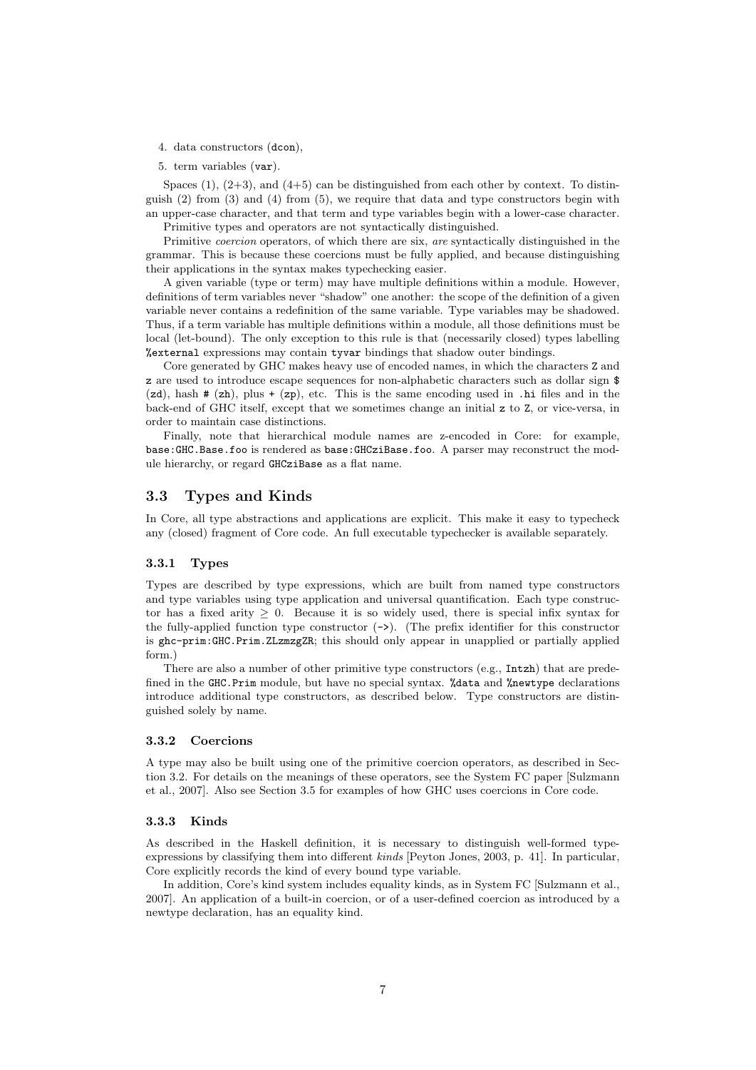4. data constructors (`dcon`),
5. term variables (`var`).

Spaces (1), (2+3), and (4+5) can be distinguished from each other by context. To distinguish (2) from (3) and (4) from (5), we require that data and type constructors begin with an upper-case character, and that term and type variables begin with a lower-case character.

Primitive types and operators are not syntactically distinguished.

Primitive *coercion* operators, of which there are six, *are* syntactically distinguished in the grammar. This is because these coercions must be fully applied, and because distinguishing their applications in the syntax makes typechecking easier.

A given variable (type or term) may have multiple definitions within a module. However, definitions of term variables never "shadow" one another: the scope of the definition of a given variable never contains a redefinition of the same variable. Type variables may be shadowed. Thus, if a term variable has multiple definitions within a module, all those definitions must be local (let-bound). The only exception to this rule is that (necessarily closed) types labelling `%external` expressions may contain `tyvar` bindings that shadow outer bindings.

Core generated by GHC makes heavy use of encoded names, in which the characters `Z` and `z` are used to introduce escape sequences for non-alphabetic characters such as dollar sign `$` (`zd`), hash `#` (`zh`), plus `+` (`zp`), etc. This is the same encoding used in `.hi` files and in the back-end of GHC itself, except that we sometimes change an initial `z` to `Z`, or vice-versa, in order to maintain case distinctions.

Finally, note that hierarchical module names are z-encoded in Core: for example, `base:GHC.Base.foo` is rendered as `base:GHCziBase.foo`. A parser may reconstruct the module hierarchy, or regard `GHCziBase` as a flat name.

## 3.3 Types and Kinds

In Core, all type abstractions and applications are explicit. This make it easy to typecheck any (closed) fragment of Core code. An full executable typechecker is available separately.

### 3.3.1 Types

Types are described by type expressions, which are built from named type constructors and type variables using type application and universal quantification. Each type constructor has a fixed arity $\geq 0$. Because it is so widely used, there is special infix syntax for the fully-applied function type constructor (`->`). (The prefix identifier for this constructor is `ghc-prim:GHC.Prim.ZLzmzgZR`; this should only appear in unapplied or partially applied form.)

There are also a number of other primitive type constructors (e.g., `Intzh`) that are predefined in the `GHC.Prim` module, but have no special syntax. `%data` and `%newtype` declarations introduce additional type constructors, as described below. Type constructors are distinguished solely by name.

### 3.3.2 Coercions

A type may also be built using one of the primitive coercion operators, as described in Section 3.2. For details on the meanings of these operators, see the System FC paper [Sulzmann et al., 2007]. Also see Section 3.5 for examples of how GHC uses coercions in Core code.

### 3.3.3 Kinds

As described in the Haskell definition, it is necessary to distinguish well-formed type-expressions by classifying them into different *kinds* [Peyton Jones, 2003, p. 41]. In particular, Core explicitly records the kind of every bound type variable.

In addition, Core's kind system includes equality kinds, as in System FC [Sulzmann et al., 2007]. An application of a built-in coercion, or of a user-defined coercion as introduced by a newtype declaration, has an equality kind.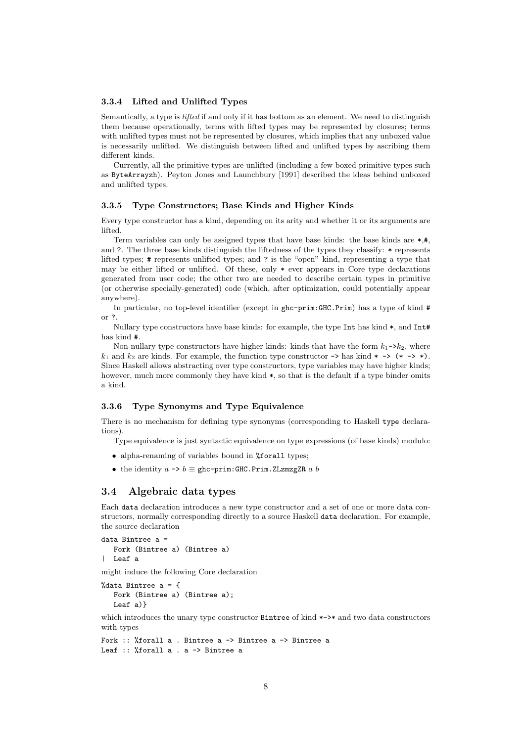### 3.3.4 Lifted and Unlifted Types

Semantically, a type is *lifted* if and only if it has bottom as an element. We need to distinguish them because operationally, terms with lifted types may be represented by closures; terms with unlifted types must not be represented by closures, which implies that any unboxed value is necessarily unlifted. We distinguish between lifted and unlifted types by ascribing them different kinds.

Currently, all the primitive types are unlifted (including a few boxed primitive types such as `ByteArrayzh`). Peyton Jones and Launchbury [1991] described the ideas behind unboxed and unlifted types.

### 3.3.5 Type Constructors; Base Kinds and Higher Kinds

Every type constructor has a kind, depending on its arity and whether it or its arguments are lifted.

Term variables can only be assigned types that have base kinds: the base kinds are `*`,`#`, and `?`. The three base kinds distinguish the liftedness of the types they classify: `*` represents lifted types; `#` represents unlifted types; and `?` is the "open" kind, representing a type that may be either lifted or unlifted. Of these, only `*` ever appears in Core type declarations generated from user code; the other two are needed to describe certain types in primitive (or otherwise specially-generated) code (which, after optimization, could potentially appear anywhere).

In particular, no top-level identifier (except in `ghc-prim:GHC.Prim`) has a type of kind `#` or `?`.

Nullary type constructors have base kinds: for example, the type `Int` has kind `*`, and `Int#` has kind `#`.

Non-nullary type constructors have higher kinds: kinds that have the form $k_1$`->`$k_2$, where $k_1$ and $k_2$ are kinds. For example, the function type constructor `->` has kind `* -> (* -> *)`. Since Haskell allows abstracting over type constructors, type variables may have higher kinds; however, much more commonly they have kind `*`, so that is the default if a type binder omits a kind.

### 3.3.6 Type Synonyms and Type Equivalence

There is no mechanism for defining type synonyms (corresponding to Haskell `type` declarations).

Type equivalence is just syntactic equivalence on type expressions (of base kinds) modulo:

- alpha-renaming of variables bound in `%forall` types;
- the identity $a$ `->` $b \equiv$ `ghc-prim:GHC.Prim.ZLzmzgZR` $a$ $b$

## 3.4 Algebraic data types

Each `data` declaration introduces a new type constructor and a set of one or more data constructors, normally corresponding directly to a source Haskell `data` declaration. For example, the source declaration

```
data Bintree a =
   Fork (Bintree a) (Bintree a)
|  Leaf a
```

might induce the following Core declaration

```
%data Bintree a = {
   Fork (Bintree a) (Bintree a);
   Leaf a)}
```

which introduces the unary type constructor `Bintree` of kind `*->*` and two data constructors with types

```
Fork :: %forall a . Bintree a -> Bintree a -> Bintree a
Leaf :: %forall a . a -> Bintree a
```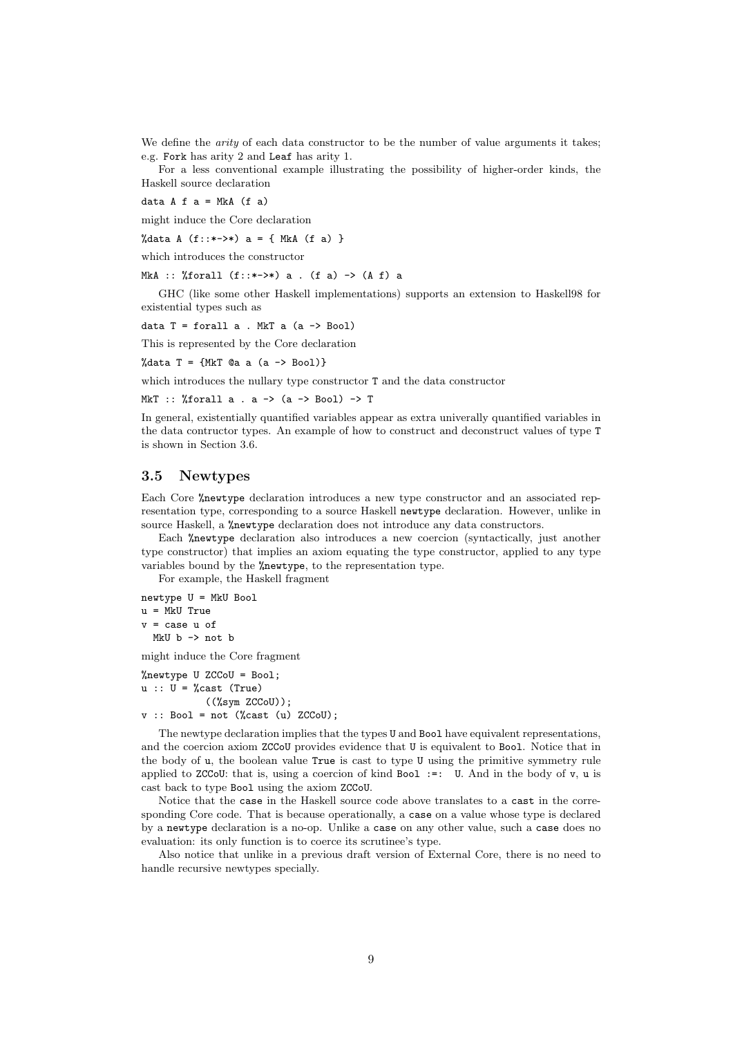We define the *arity* of each data constructor to be the number of value arguments it takes; e.g. `Fork` has arity 2 and `Leaf` has arity 1.

For a less conventional example illustrating the possibility of higher-order kinds, the Haskell source declaration

```
data A f a = MkA (f a)
```

might induce the Core declaration

```
%data A (f::*->*) a = { MkA (f a) }
```

which introduces the constructor

```
MkA :: %forall (f::*->*) a . (f a) -> (A f) a
```

GHC (like some other Haskell implementations) supports an extension to Haskell98 for existential types such as

```
data T = forall a . MkT a (a -> Bool)
```

This is represented by the Core declaration

```
%data T = {MkT @a a (a -> Bool)}
```

which introduces the nullary type constructor `T` and the data constructor

```
MkT :: %forall a . a -> (a -> Bool) -> T
```

In general, existentially quantified variables appear as extra univerally quantified variables in the data contructor types. An example of how to construct and deconstruct values of type `T` is shown in Section 3.6.

## 3.5 Newtypes

Each Core `%newtype` declaration introduces a new type constructor and an associated representation type, corresponding to a source Haskell `newtype` declaration. However, unlike in source Haskell, a `%newtype` declaration does not introduce any data constructors.

Each `%newtype` declaration also introduces a new coercion (syntactically, just another type constructor) that implies an axiom equating the type constructor, applied to any type variables bound by the `%newtype`, to the representation type.

For example, the Haskell fragment

```
newtype U = MkU Bool
u = MkU True
v = case u of
  MkU b -> not b
```

might induce the Core fragment

```
%newtype U ZCCoU = Bool;
u :: U = %cast (True)
          ((%sym ZCCoU));
v :: Bool = not (%cast (u) ZCCoU);
```

The newtype declaration implies that the types `U` and `Bool` have equivalent representations, and the coercion axiom `ZCCoU` provides evidence that `U` is equivalent to `Bool`. Notice that in the body of `u`, the boolean value `True` is cast to type `U` using the primitive symmetry rule applied to `ZCCoU`: that is, using a coercion of kind `Bool :=: U`. And in the body of `v`, `u` is cast back to type `Bool` using the axiom `ZCCoU`.

Notice that the `case` in the Haskell source code above translates to a `cast` in the corresponding Core code. That is because operationally, a `case` on a value whose type is declared by a `newtype` declaration is a no-op. Unlike a `case` on any other value, such a `case` does no evaluation: its only function is to coerce its scrutinee's type.

Also notice that unlike in a previous draft version of External Core, there is no need to handle recursive newtypes specially.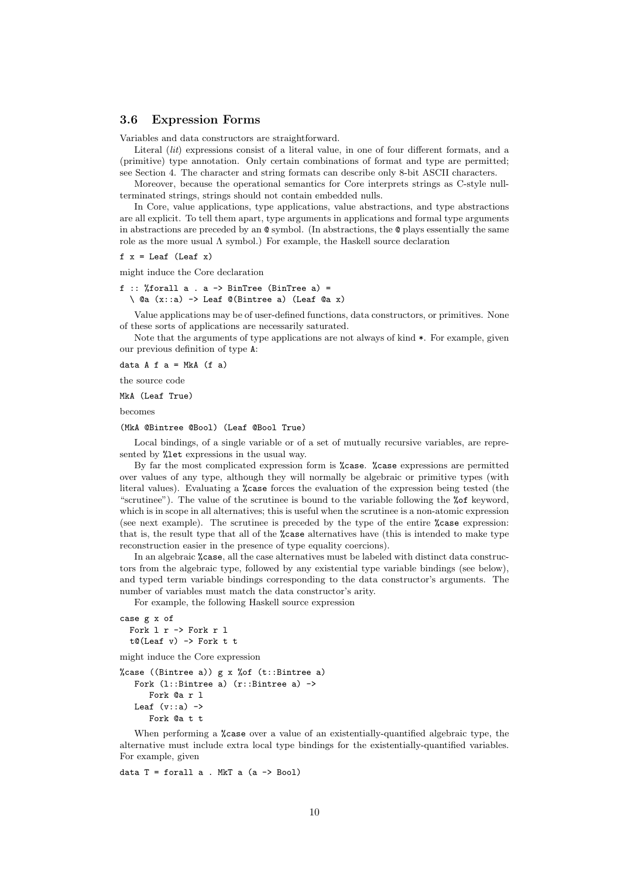### 3.6 Expression Forms

Variables and data constructors are straightforward.

Literal (*lit*) expressions consist of a literal value, in one of four different formats, and a (primitive) type annotation. Only certain combinations of format and type are permitted; see Section 4. The character and string formats can describe only 8-bit ASCII characters.

Moreover, because the operational semantics for Core interprets strings as C-style null-terminated strings, strings should not contain embedded nulls.

In Core, value applications, type applications, value abstractions, and type abstractions are all explicit. To tell them apart, type arguments in applications and formal type arguments in abstractions are preceded by an `@` symbol. (In abstractions, the `@` plays essentially the same role as the more usual Λ symbol.) For example, the Haskell source declaration

```
f x = Leaf (Leaf x)
```

might induce the Core declaration

```
f :: %forall a . a -> BinTree (BinTree a) =
  \ @a (x::a) -> Leaf @(Bintree a) (Leaf @a x)
```

Value applications may be of user-defined functions, data constructors, or primitives. None of these sorts of applications are necessarily saturated.

Note that the arguments of type applications are not always of kind `*`. For example, given our previous definition of type `A`:

```
data A f a = MkA (f a)
```

the source code

```
MkA (Leaf True)
```

becomes

```
(MkA @Bintree @Bool) (Leaf @Bool True)
```

Local bindings, of a single variable or of a set of mutually recursive variables, are represented by `%let` expressions in the usual way.

By far the most complicated expression form is `%case`. `%case` expressions are permitted over values of any type, although they will normally be algebraic or primitive types (with literal values). Evaluating a `%case` forces the evaluation of the expression being tested (the "scrutinee"). The value of the scrutinee is bound to the variable following the `%of` keyword, which is in scope in all alternatives; this is useful when the scrutinee is a non-atomic expression (see next example). The scrutinee is preceded by the type of the entire `%case` expression: that is, the result type that all of the `%case` alternatives have (this is intended to make type reconstruction easier in the presence of type equality coercions).

In an algebraic `%case`, all the case alternatives must be labeled with distinct data constructors from the algebraic type, followed by any existential type variable bindings (see below), and typed term variable bindings corresponding to the data constructor's arguments. The number of variables must match the data constructor's arity.

For example, the following Haskell source expression

```
case g x of
  Fork l r -> Fork r l
  t@(Leaf v) -> Fork t t
```

might induce the Core expression

```
%case ((Bintree a)) g x %of (t::Bintree a)
   Fork (l::Bintree a) (r::Bintree a) ->
      Fork @a r l
   Leaf (v::a) ->
      Fork @a t t
```

When performing a `%case` over a value of an existentially-quantified algebraic type, the alternative must include extra local type bindings for the existentially-quantified variables. For example, given

```
data T = forall a . MkT a (a -> Bool)
```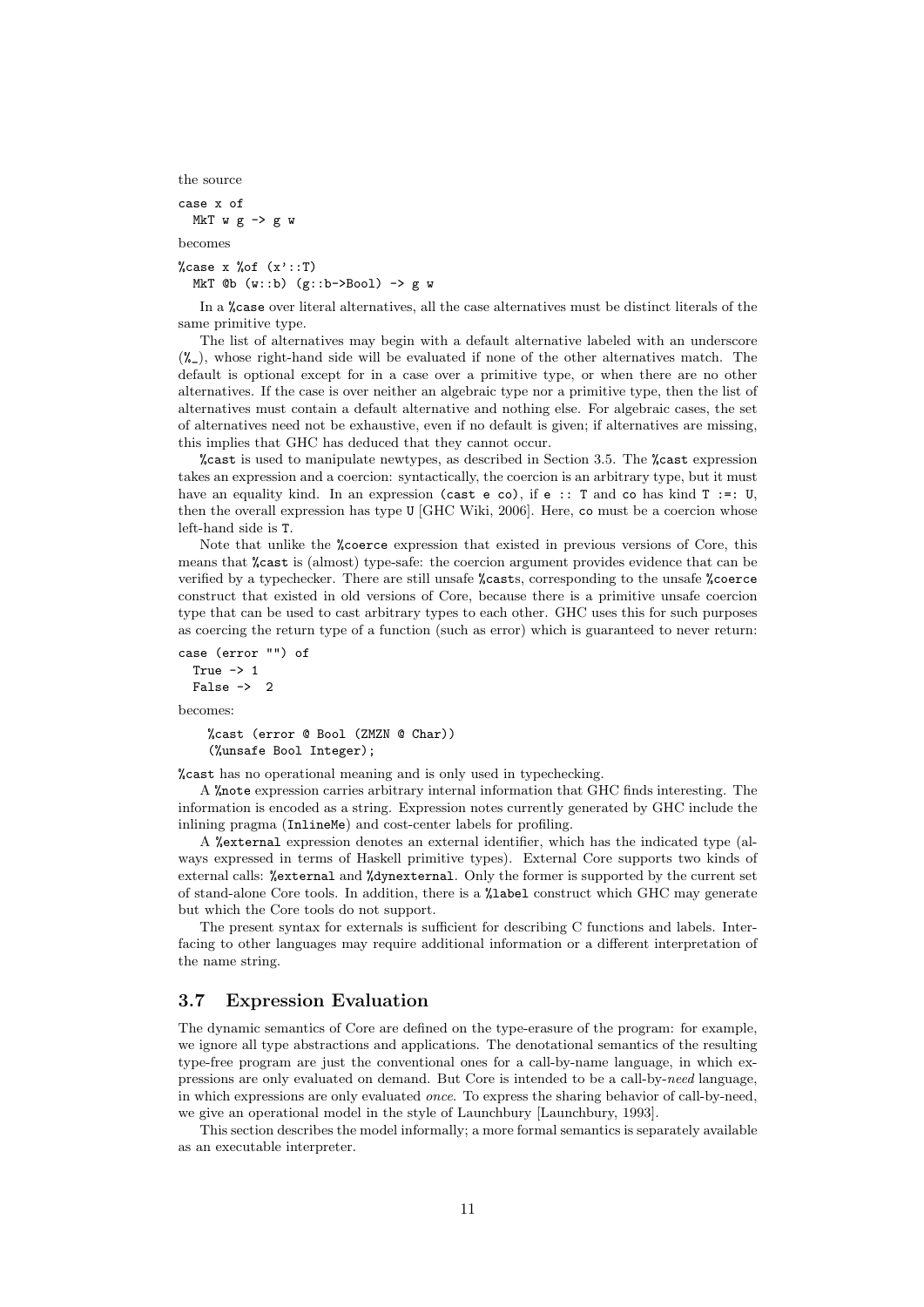the source

```
case x of
  MkT w g -> g w
```

becomes

```
%case x %of (x'::T)
  MkT @b (w::b) (g::b->Bool) -> g w
```

In a `%case` over literal alternatives, all the case alternatives must be distinct literals of the same primitive type.

The list of alternatives may begin with a default alternative labeled with an underscore (`%_`), whose right-hand side will be evaluated if none of the other alternatives match. The default is optional except for in a case over a primitive type, or when there are no other alternatives. If the case is over neither an algebraic type nor a primitive type, then the list of alternatives must contain a default alternative and nothing else. For algebraic cases, the set of alternatives need not be exhaustive, even if no default is given; if alternatives are missing, this implies that GHC has deduced that they cannot occur.

`%cast` is used to manipulate newtypes, as described in Section 3.5. The `%cast` expression takes an expression and a coercion: syntactically, the coercion is an arbitrary type, but it must have an equality kind. In an expression `(cast e co)`, if `e :: T` and `co` has kind `T :=: U`, then the overall expression has type `U` [GHC Wiki, 2006]. Here, `co` must be a coercion whose left-hand side is `T`.

Note that unlike the `%coerce` expression that existed in previous versions of Core, this means that `%cast` is (almost) type-safe: the coercion argument provides evidence that can be verified by a typechecker. There are still unsafe `%cast`s, corresponding to the unsafe `%coerce` construct that existed in old versions of Core, because there is a primitive unsafe coercion type that can be used to cast arbitrary types to each other. GHC uses this for such purposes as coercing the return type of a function (such as error) which is guaranteed to never return:

```
case (error "") of
  True -> 1
  False ->  2
```

becomes:

```
%cast (error @ Bool (ZMZN @ Char))
(%unsafe Bool Integer);
```

`%cast` has no operational meaning and is only used in typechecking.

A `%note` expression carries arbitrary internal information that GHC finds interesting. The information is encoded as a string. Expression notes currently generated by GHC include the inlining pragma (`InlineMe`) and cost-center labels for profiling.

A `%external` expression denotes an external identifier, which has the indicated type (always expressed in terms of Haskell primitive types). External Core supports two kinds of external calls: `%external` and `%dynexternal`. Only the former is supported by the current set of stand-alone Core tools. In addition, there is a `%label` construct which GHC may generate but which the Core tools do not support.

The present syntax for externals is sufficient for describing C functions and labels. Interfacing to other languages may require additional information or a different interpretation of the name string.

## 3.7 Expression Evaluation

The dynamic semantics of Core are defined on the type-erasure of the program: for example, we ignore all type abstractions and applications. The denotational semantics of the resulting type-free program are just the conventional ones for a call-by-name language, in which expressions are only evaluated on demand. But Core is intended to be a call-by-*need* language, in which expressions are only evaluated *once*. To express the sharing behavior of call-by-need, we give an operational model in the style of Launchbury [Launchbury, 1993].

This section describes the model informally; a more formal semantics is separately available as an executable interpreter.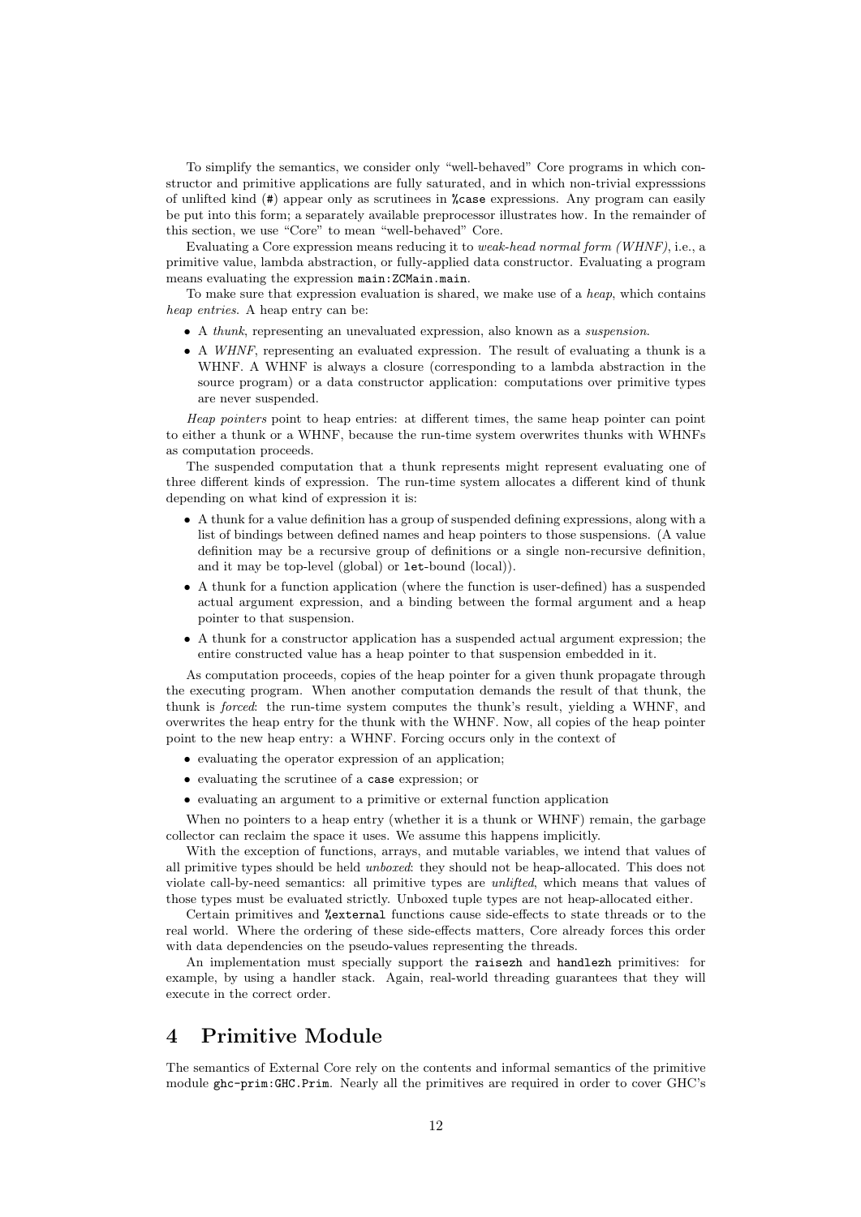To simplify the semantics, we consider only "well-behaved" Core programs in which constructor and primitive applications are fully saturated, and in which non-trivial expresssions of unlifted kind (`#`) appear only as scrutinees in `%case` expressions. Any program can easily be put into this form; a separately available preprocessor illustrates how. In the remainder of this section, we use "Core" to mean "well-behaved" Core.

Evaluating a Core expression means reducing it to *weak-head normal form (WHNF)*, i.e., a primitive value, lambda abstraction, or fully-applied data constructor. Evaluating a program means evaluating the expression `main:ZCMain.main`.

To make sure that expression evaluation is shared, we make use of a *heap*, which contains *heap entries*. A heap entry can be:

- A *thunk*, representing an unevaluated expression, also known as a *suspension*.
- A *WHNF*, representing an evaluated expression. The result of evaluating a thunk is a WHNF. A WHNF is always a closure (corresponding to a lambda abstraction in the source program) or a data constructor application: computations over primitive types are never suspended.

*Heap pointers* point to heap entries: at different times, the same heap pointer can point to either a thunk or a WHNF, because the run-time system overwrites thunks with WHNFs as computation proceeds.

The suspended computation that a thunk represents might represent evaluating one of three different kinds of expression. The run-time system allocates a different kind of thunk depending on what kind of expression it is:

- A thunk for a value definition has a group of suspended defining expressions, along with a list of bindings between defined names and heap pointers to those suspensions. (A value definition may be a recursive group of definitions or a single non-recursive definition, and it may be top-level (global) or `let`-bound (local)).
- A thunk for a function application (where the function is user-defined) has a suspended actual argument expression, and a binding between the formal argument and a heap pointer to that suspension.
- A thunk for a constructor application has a suspended actual argument expression; the entire constructed value has a heap pointer to that suspension embedded in it.

As computation proceeds, copies of the heap pointer for a given thunk propagate through the executing program. When another computation demands the result of that thunk, the thunk is *forced*: the run-time system computes the thunk's result, yielding a WHNF, and overwrites the heap entry for the thunk with the WHNF. Now, all copies of the heap pointer point to the new heap entry: a WHNF. Forcing occurs only in the context of

- evaluating the operator expression of an application;
- evaluating the scrutinee of a `case` expression; or
- evaluating an argument to a primitive or external function application

When no pointers to a heap entry (whether it is a thunk or WHNF) remain, the garbage collector can reclaim the space it uses. We assume this happens implicitly.

With the exception of functions, arrays, and mutable variables, we intend that values of all primitive types should be held *unboxed*: they should not be heap-allocated. This does not violate call-by-need semantics: all primitive types are *unlifted*, which means that values of those types must be evaluated strictly. Unboxed tuple types are not heap-allocated either.

Certain primitives and `%external` functions cause side-effects to state threads or to the real world. Where the ordering of these side-effects matters, Core already forces this order with data dependencies on the pseudo-values representing the threads.

An implementation must specially support the `raisezh` and `handlezh` primitives: for example, by using a handler stack. Again, real-world threading guarantees that they will execute in the correct order.

# 4 Primitive Module

The semantics of External Core rely on the contents and informal semantics of the primitive module `ghc-prim:GHC.Prim`. Nearly all the primitives are required in order to cover GHC's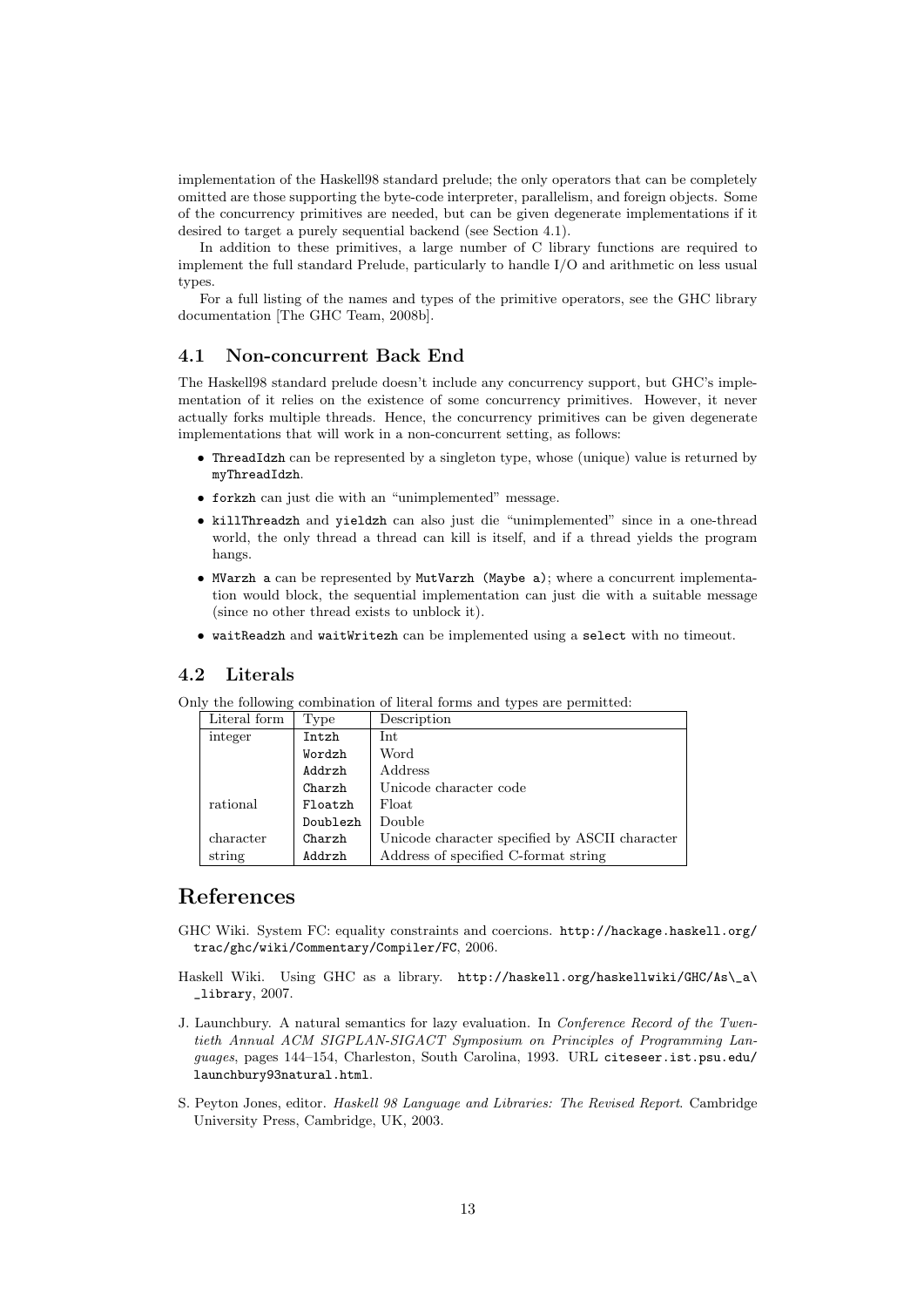implementation of the Haskell98 standard prelude; the only operators that can be completely omitted are those supporting the byte-code interpreter, parallelism, and foreign objects. Some of the concurrency primitives are needed, but can be given degenerate implementations if it desired to target a purely sequential backend (see Section 4.1).

In addition to these primitives, a large number of C library functions are required to implement the full standard Prelude, particularly to handle I/O and arithmetic on less usual types.

For a full listing of the names and types of the primitive operators, see the GHC library documentation [The GHC Team, 2008b].

## 4.1 Non-concurrent Back End

The Haskell98 standard prelude doesn't include any concurrency support, but GHC's implementation of it relies on the existence of some concurrency primitives. However, it never actually forks multiple threads. Hence, the concurrency primitives can be given degenerate implementations that will work in a non-concurrent setting, as follows:

- `ThreadIdzh` can be represented by a singleton type, whose (unique) value is returned by `myThreadIdzh`.
- `forkzh` can just die with an "unimplemented" message.
- `killThreadzh` and `yieldzh` can also just die "unimplemented" since in a one-thread world, the only thread a thread can kill is itself, and if a thread yields the program hangs.
- `MVarzh a` can be represented by `MutVarzh (Maybe a)`; where a concurrent implementation would block, the sequential implementation can just die with a suitable message (since no other thread exists to unblock it).
- `waitReadzh` and `waitWritezh` can be implemented using a `select` with no timeout.

## 4.2 Literals

Only the following combination of literal forms and types are permitted:

| Literal form | Type | Description |
|---|---|---|
| integer | `Intzh` | Int |
| | `Wordzh` | Word |
| | `Addrzh` | Address |
| | `Charzh` | Unicode character code |
| rational | `Floatzh` | Float |
| | `Doublezh` | Double |
| character | `Charzh` | Unicode character specified by ASCII character |
| string | `Addrzh` | Address of specified C-format string |

# References

GHC Wiki. System FC: equality constraints and coercions. `http://hackage.haskell.org/trac/ghc/wiki/Commentary/Compiler/FC`, 2006.

Haskell Wiki. Using GHC as a library. `http://haskell.org/haskellwiki/GHC/As\_a\_library`, 2007.

J. Launchbury. A natural semantics for lazy evaluation. In *Conference Record of the Twentieth Annual ACM SIGPLAN-SIGACT Symposium on Principles of Programming Languages*, pages 144–154, Charleston, South Carolina, 1993. URL `citeseer.ist.psu.edu/launchbury93natural.html`.

S. Peyton Jones, editor. *Haskell 98 Language and Libraries: The Revised Report*. Cambridge University Press, Cambridge, UK, 2003.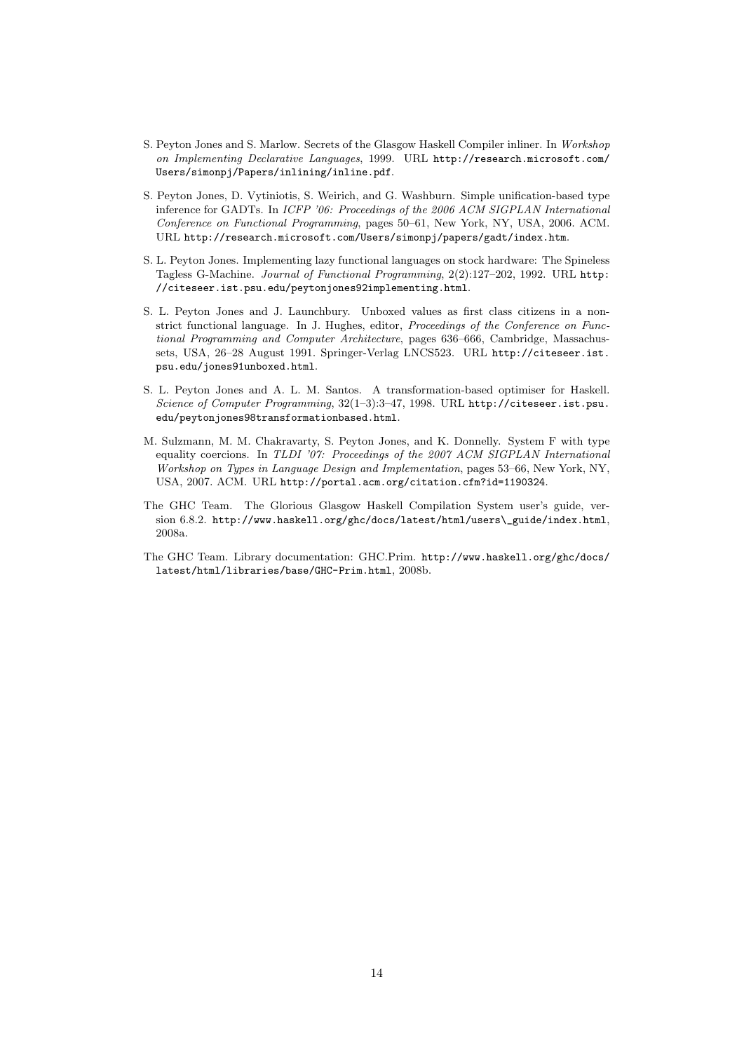S. Peyton Jones and S. Marlow. Secrets of the Glasgow Haskell Compiler inliner. In *Workshop on Implementing Declarative Languages*, 1999. URL `http://research.microsoft.com/Users/simonpj/Papers/inlining/inline.pdf`.

S. Peyton Jones, D. Vytiniotis, S. Weirich, and G. Washburn. Simple unification-based type inference for GADTs. In *ICFP '06: Proceedings of the 2006 ACM SIGPLAN International Conference on Functional Programming*, pages 50–61, New York, NY, USA, 2006. ACM. URL `http://research.microsoft.com/Users/simonpj/papers/gadt/index.htm`.

S. L. Peyton Jones. Implementing lazy functional languages on stock hardware: The Spineless Tagless G-Machine. *Journal of Functional Programming*, 2(2):127–202, 1992. URL `http://citeseer.ist.psu.edu/peytonjones92implementing.html`.

S. L. Peyton Jones and J. Launchbury. Unboxed values as first class citizens in a non-strict functional language. In J. Hughes, editor, *Proceedings of the Conference on Functional Programming and Computer Architecture*, pages 636–666, Cambridge, Massachussets, USA, 26–28 August 1991. Springer-Verlag LNCS523. URL `http://citeseer.ist.psu.edu/jones91unboxed.html`.

S. L. Peyton Jones and A. L. M. Santos. A transformation-based optimiser for Haskell. *Science of Computer Programming*, 32(1–3):3–47, 1998. URL `http://citeseer.ist.psu.edu/peytonjones98transformationbased.html`.

M. Sulzmann, M. M. Chakravarty, S. Peyton Jones, and K. Donnelly. System F with type equality coercions. In *TLDI '07: Proceedings of the 2007 ACM SIGPLAN International Workshop on Types in Language Design and Implementation*, pages 53–66, New York, NY, USA, 2007. ACM. URL `http://portal.acm.org/citation.cfm?id=1190324`.

The GHC Team. The Glorious Glasgow Haskell Compilation System user's guide, version 6.8.2. `http://www.haskell.org/ghc/docs/latest/html/users\_guide/index.html`, 2008a.

The GHC Team. Library documentation: GHC.Prim. `http://www.haskell.org/ghc/docs/latest/html/libraries/base/GHC-Prim.html`, 2008b.